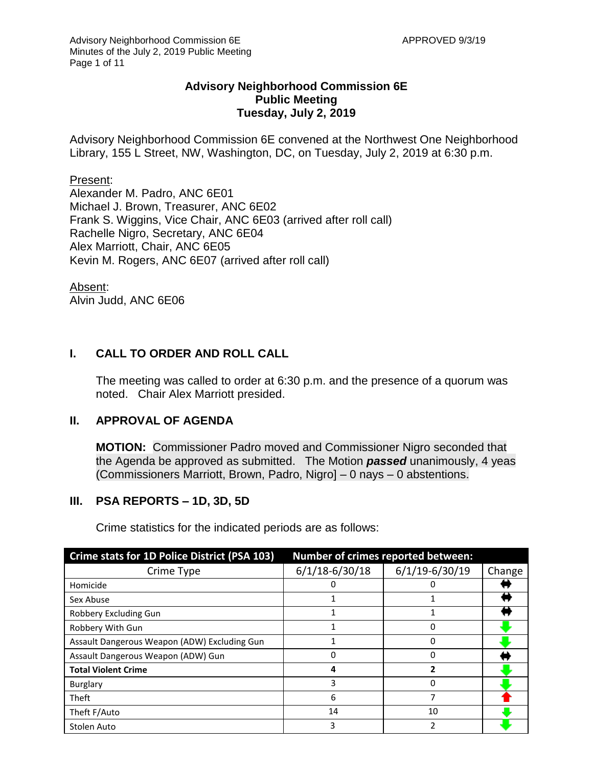# Advisory Neighborhood Commission 6E
## Public Meeting
## Tuesday, July 2, 2019

Advisory Neighborhood Commission 6E convened at the Northwest One Neighborhood Library, 155 L Street, NW, Washington, DC, on Tuesday, July 2, 2019 at 6:30 p.m.

Present:
Alexander M. Padro, ANC 6E01
Michael J. Brown, Treasurer, ANC 6E02
Frank S. Wiggins, Vice Chair, ANC 6E03 (arrived after roll call)
Rachelle Nigro, Secretary, ANC 6E04
Alex Marriott, Chair, ANC 6E05
Kevin M. Rogers, ANC 6E07 (arrived after roll call)

Absent:
Alvin Judd, ANC 6E06

## I. CALL TO ORDER AND ROLL CALL

The meeting was called to order at 6:30 p.m. and the presence of a quorum was noted. Chair Alex Marriott presided.

## II. APPROVAL OF AGENDA

**MOTION:** Commissioner Padro moved and Commissioner Nigro seconded that the Agenda be approved as submitted. The Motion ***passed*** unanimously, 4 yeas (Commissioners Marriott, Brown, Padro, Nigro] – 0 nays – 0 abstentions.

## III. PSA REPORTS – 1D, 3D, 5D

Crime statistics for the indicated periods are as follows:

| Crime stats for 1D Police District (PSA 103) | Number of crimes reported between: | | |
|---|---|---|---|
| Crime Type | 6/1/18-6/30/18 | 6/1/19-6/30/19 | Change |
| Homicide | 0 | 0 | ⬌ |
| Sex Abuse | 1 | 1 | ⬌ |
| Robbery Excluding Gun | 1 | 1 | ⬌ |
| Robbery With Gun | 1 | 0 | ⬇ |
| Assault Dangerous Weapon (ADW) Excluding Gun | 1 | 0 | ⬇ |
| Assault Dangerous Weapon (ADW) Gun | 0 | 0 | ⬌ |
| **Total Violent Crime** | **4** | **2** | ⬇ |
| Burglary | 3 | 0 | ⬇ |
| Theft | 6 | 7 | ⬆ |
| Theft F/Auto | 14 | 10 | ⬇ |
| Stolen Auto | 3 | 2 | ⬇ |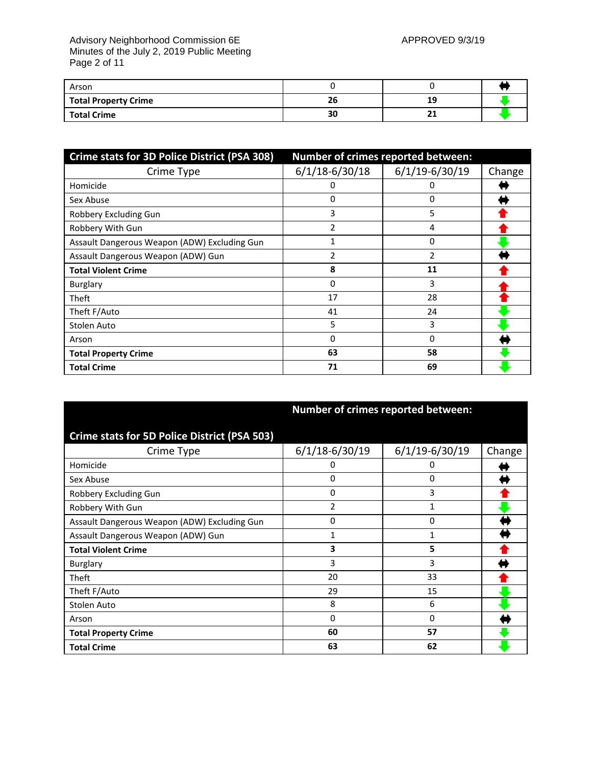| Arson | 0 | 0 | ⬌ |
|---|---|---|---|
| **Total Property Crime** | **26** | **19** | ⬇ |
| **Total Crime** | **30** | **21** | ⬇ |

| Crime stats for 3D Police District (PSA 308) | Number of crimes reported between: | | |
|---|---|---|---|
| Crime Type | 6/1/18-6/30/18 | 6/1/19-6/30/19 | Change |
| Homicide | 0 | 0 | ⬌ |
| Sex Abuse | 0 | 0 | ⬌ |
| Robbery Excluding Gun | 3 | 5 | ⬆ |
| Robbery With Gun | 2 | 4 | ⬆ |
| Assault Dangerous Weapon (ADW) Excluding Gun | 1 | 0 | ⬇ |
| Assault Dangerous Weapon (ADW) Gun | 2 | 2 | ⬌ |
| **Total Violent Crime** | **8** | **11** | ⬆ |
| Burglary | 0 | 3 | ⬆ |
| Theft | 17 | 28 | ⬆ |
| Theft F/Auto | 41 | 24 | ⬇ |
| Stolen Auto | 5 | 3 | ⬇ |
| Arson | 0 | 0 | ⬌ |
| **Total Property Crime** | **63** | **58** | ⬇ |
| **Total Crime** | **71** | **69** | ⬇ |

| Crime stats for 5D Police District (PSA 503) | Number of crimes reported between: | | |
|---|---|---|---|
| Crime Type | 6/1/18-6/30/19 | 6/1/19-6/30/19 | Change |
| Homicide | 0 | 0 | ⬌ |
| Sex Abuse | 0 | 0 | ⬌ |
| Robbery Excluding Gun | 0 | 3 | ⬆ |
| Robbery With Gun | 2 | 1 | ⬇ |
| Assault Dangerous Weapon (ADW) Excluding Gun | 0 | 0 | ⬌ |
| Assault Dangerous Weapon (ADW) Gun | 1 | 1 | ⬌ |
| **Total Violent Crime** | **3** | **5** | ⬆ |
| Burglary | 3 | 3 | ⬌ |
| Theft | 20 | 33 | ⬆ |
| Theft F/Auto | 29 | 15 | ⬇ |
| Stolen Auto | 8 | 6 | ⬇ |
| Arson | 0 | 0 | ⬌ |
| **Total Property Crime** | **60** | **57** | ⬇ |
| **Total Crime** | **63** | **62** | ⬇ |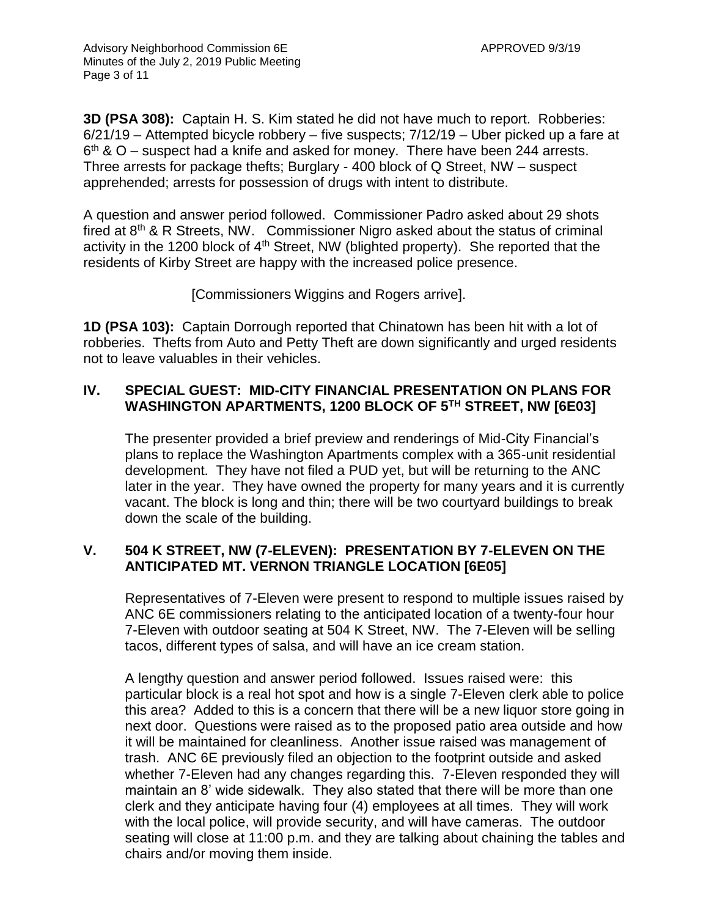**3D (PSA 308):** Captain H. S. Kim stated he did not have much to report. Robberies: 6/21/19 – Attempted bicycle robbery – five suspects; 7/12/19 – Uber picked up a fare at 6th & O – suspect had a knife and asked for money. There have been 244 arrests. Three arrests for package thefts; Burglary - 400 block of Q Street, NW – suspect apprehended; arrests for possession of drugs with intent to distribute.

A question and answer period followed. Commissioner Padro asked about 29 shots fired at 8th & R Streets, NW. Commissioner Nigro asked about the status of criminal activity in the 1200 block of 4th Street, NW (blighted property). She reported that the residents of Kirby Street are happy with the increased police presence.

[Commissioners Wiggins and Rogers arrive].

**1D (PSA 103):** Captain Dorrough reported that Chinatown has been hit with a lot of robberies. Thefts from Auto and Petty Theft are down significantly and urged residents not to leave valuables in their vehicles.

## IV. SPECIAL GUEST: MID-CITY FINANCIAL PRESENTATION ON PLANS FOR WASHINGTON APARTMENTS, 1200 BLOCK OF 5TH STREET, NW [6E03]

The presenter provided a brief preview and renderings of Mid-City Financial's plans to replace the Washington Apartments complex with a 365-unit residential development. They have not filed a PUD yet, but will be returning to the ANC later in the year. They have owned the property for many years and it is currently vacant. The block is long and thin; there will be two courtyard buildings to break down the scale of the building.

## V. 504 K STREET, NW (7-ELEVEN): PRESENTATION BY 7-ELEVEN ON THE ANTICIPATED MT. VERNON TRIANGLE LOCATION [6E05]

Representatives of 7-Eleven were present to respond to multiple issues raised by ANC 6E commissioners relating to the anticipated location of a twenty-four hour 7-Eleven with outdoor seating at 504 K Street, NW. The 7-Eleven will be selling tacos, different types of salsa, and will have an ice cream station.

A lengthy question and answer period followed. Issues raised were: this particular block is a real hot spot and how is a single 7-Eleven clerk able to police this area? Added to this is a concern that there will be a new liquor store going in next door. Questions were raised as to the proposed patio area outside and how it will be maintained for cleanliness. Another issue raised was management of trash. ANC 6E previously filed an objection to the footprint outside and asked whether 7-Eleven had any changes regarding this. 7-Eleven responded they will maintain an 8' wide sidewalk. They also stated that there will be more than one clerk and they anticipate having four (4) employees at all times. They will work with the local police, will provide security, and will have cameras. The outdoor seating will close at 11:00 p.m. and they are talking about chaining the tables and chairs and/or moving them inside.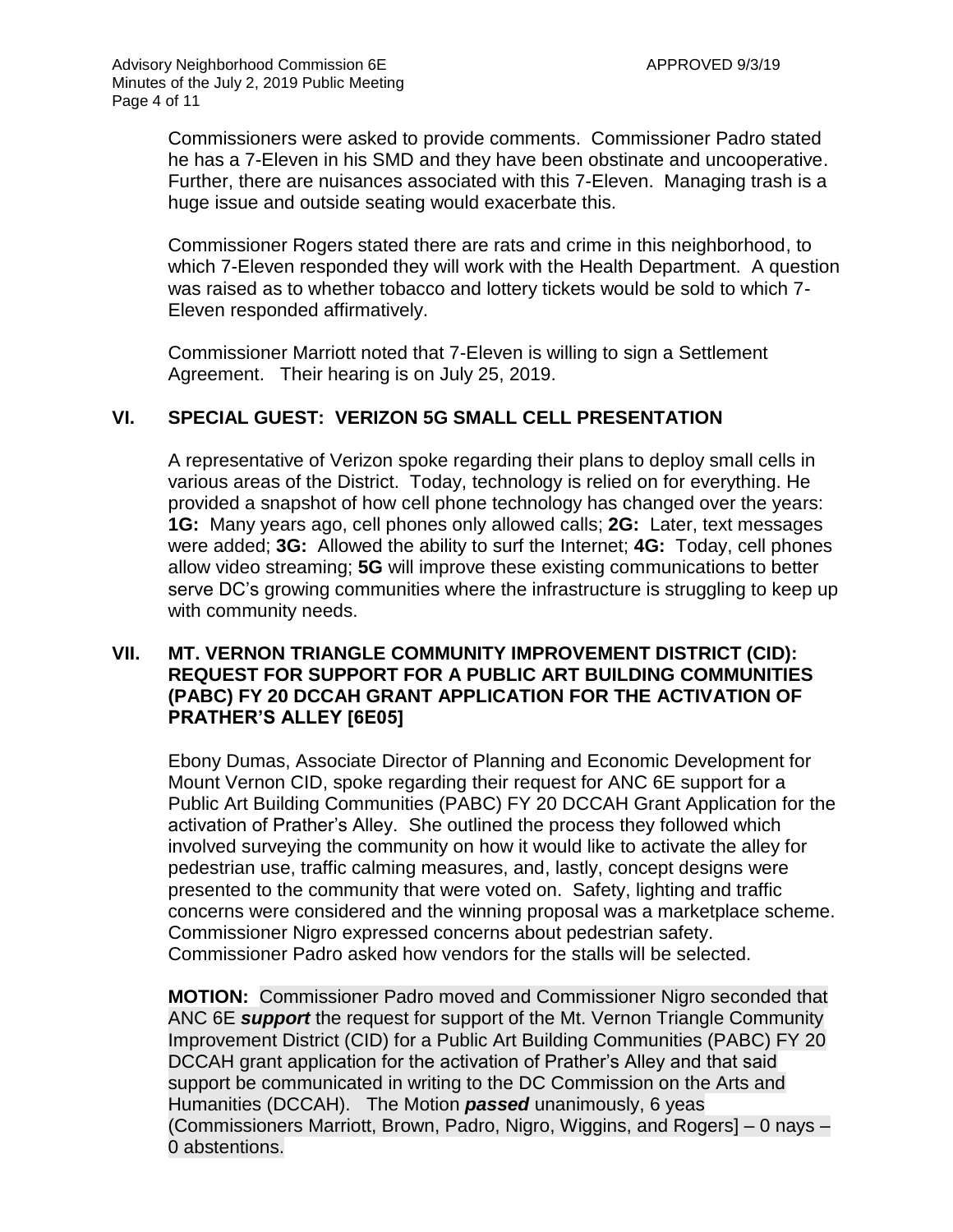Commissioners were asked to provide comments. Commissioner Padro stated he has a 7-Eleven in his SMD and they have been obstinate and uncooperative. Further, there are nuisances associated with this 7-Eleven. Managing trash is a huge issue and outside seating would exacerbate this.

Commissioner Rogers stated there are rats and crime in this neighborhood, to which 7-Eleven responded they will work with the Health Department. A question was raised as to whether tobacco and lottery tickets would be sold to which 7-Eleven responded affirmatively.

Commissioner Marriott noted that 7-Eleven is willing to sign a Settlement Agreement. Their hearing is on July 25, 2019.

## VI. SPECIAL GUEST: VERIZON 5G SMALL CELL PRESENTATION

A representative of Verizon spoke regarding their plans to deploy small cells in various areas of the District. Today, technology is relied on for everything. He provided a snapshot of how cell phone technology has changed over the years: **1G:** Many years ago, cell phones only allowed calls; **2G:** Later, text messages were added; **3G:** Allowed the ability to surf the Internet; **4G:** Today, cell phones allow video streaming; **5G** will improve these existing communications to better serve DC's growing communities where the infrastructure is struggling to keep up with community needs.

## VII. MT. VERNON TRIANGLE COMMUNITY IMPROVEMENT DISTRICT (CID): REQUEST FOR SUPPORT FOR A PUBLIC ART BUILDING COMMUNITIES (PABC) FY 20 DCCAH GRANT APPLICATION FOR THE ACTIVATION OF PRATHER'S ALLEY [6E05]

Ebony Dumas, Associate Director of Planning and Economic Development for Mount Vernon CID, spoke regarding their request for ANC 6E support for a Public Art Building Communities (PABC) FY 20 DCCAH Grant Application for the activation of Prather's Alley. She outlined the process they followed which involved surveying the community on how it would like to activate the alley for pedestrian use, traffic calming measures, and, lastly, concept designs were presented to the community that were voted on. Safety, lighting and traffic concerns were considered and the winning proposal was a marketplace scheme. Commissioner Nigro expressed concerns about pedestrian safety. Commissioner Padro asked how vendors for the stalls will be selected.

**MOTION:** Commissioner Padro moved and Commissioner Nigro seconded that ANC 6E ***support*** the request for support of the Mt. Vernon Triangle Community Improvement District (CID) for a Public Art Building Communities (PABC) FY 20 DCCAH grant application for the activation of Prather's Alley and that said support be communicated in writing to the DC Commission on the Arts and Humanities (DCCAH). The Motion ***passed*** unanimously, 6 yeas (Commissioners Marriott, Brown, Padro, Nigro, Wiggins, and Rogers] – 0 nays – 0 abstentions.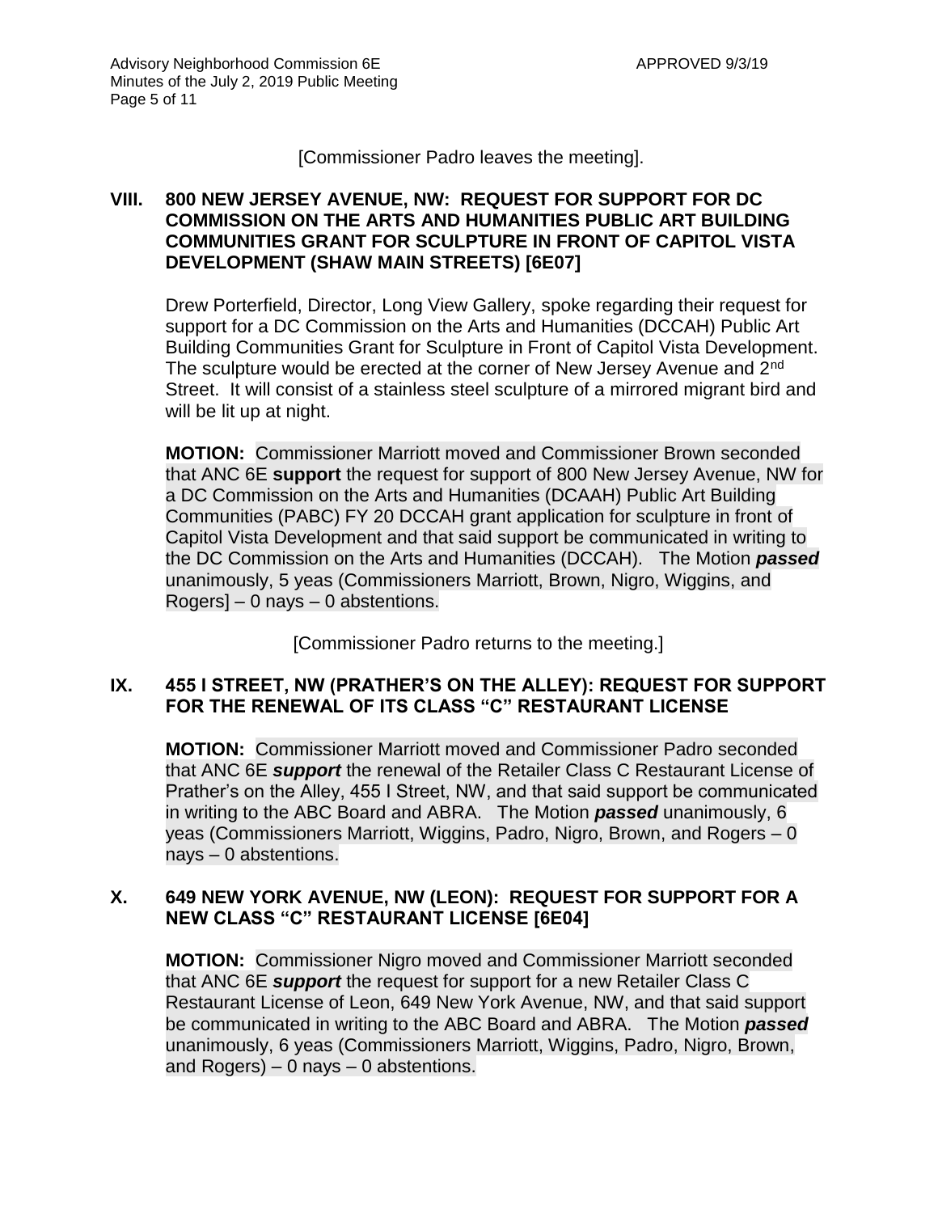[Commissioner Padro leaves the meeting].

## VIII. 800 NEW JERSEY AVENUE, NW: REQUEST FOR SUPPORT FOR DC COMMISSION ON THE ARTS AND HUMANITIES PUBLIC ART BUILDING COMMUNITIES GRANT FOR SCULPTURE IN FRONT OF CAPITOL VISTA DEVELOPMENT (SHAW MAIN STREETS) [6E07]

Drew Porterfield, Director, Long View Gallery, spoke regarding their request for support for a DC Commission on the Arts and Humanities (DCCAH) Public Art Building Communities Grant for Sculpture in Front of Capitol Vista Development. The sculpture would be erected at the corner of New Jersey Avenue and 2nd Street. It will consist of a stainless steel sculpture of a mirrored migrant bird and will be lit up at night.

**MOTION:** Commissioner Marriott moved and Commissioner Brown seconded that ANC 6E **support** the request for support of 800 New Jersey Avenue, NW for a DC Commission on the Arts and Humanities (DCAAH) Public Art Building Communities (PABC) FY 20 DCCAH grant application for sculpture in front of Capitol Vista Development and that said support be communicated in writing to the DC Commission on the Arts and Humanities (DCCAH). The Motion ***passed*** unanimously, 5 yeas (Commissioners Marriott, Brown, Nigro, Wiggins, and Rogers] – 0 nays – 0 abstentions.

[Commissioner Padro returns to the meeting.]

## IX. 455 I STREET, NW (PRATHER'S ON THE ALLEY): REQUEST FOR SUPPORT FOR THE RENEWAL OF ITS CLASS "C" RESTAURANT LICENSE

**MOTION:** Commissioner Marriott moved and Commissioner Padro seconded that ANC 6E ***support*** the renewal of the Retailer Class C Restaurant License of Prather's on the Alley, 455 I Street, NW, and that said support be communicated in writing to the ABC Board and ABRA. The Motion ***passed*** unanimously, 6 yeas (Commissioners Marriott, Wiggins, Padro, Nigro, Brown, and Rogers – 0 nays – 0 abstentions.

## X. 649 NEW YORK AVENUE, NW (LEON): REQUEST FOR SUPPORT FOR A NEW CLASS "C" RESTAURANT LICENSE [6E04]

**MOTION:** Commissioner Nigro moved and Commissioner Marriott seconded that ANC 6E ***support*** the request for support for a new Retailer Class C Restaurant License of Leon, 649 New York Avenue, NW, and that said support be communicated in writing to the ABC Board and ABRA. The Motion ***passed*** unanimously, 6 yeas (Commissioners Marriott, Wiggins, Padro, Nigro, Brown, and Rogers) – 0 nays – 0 abstentions.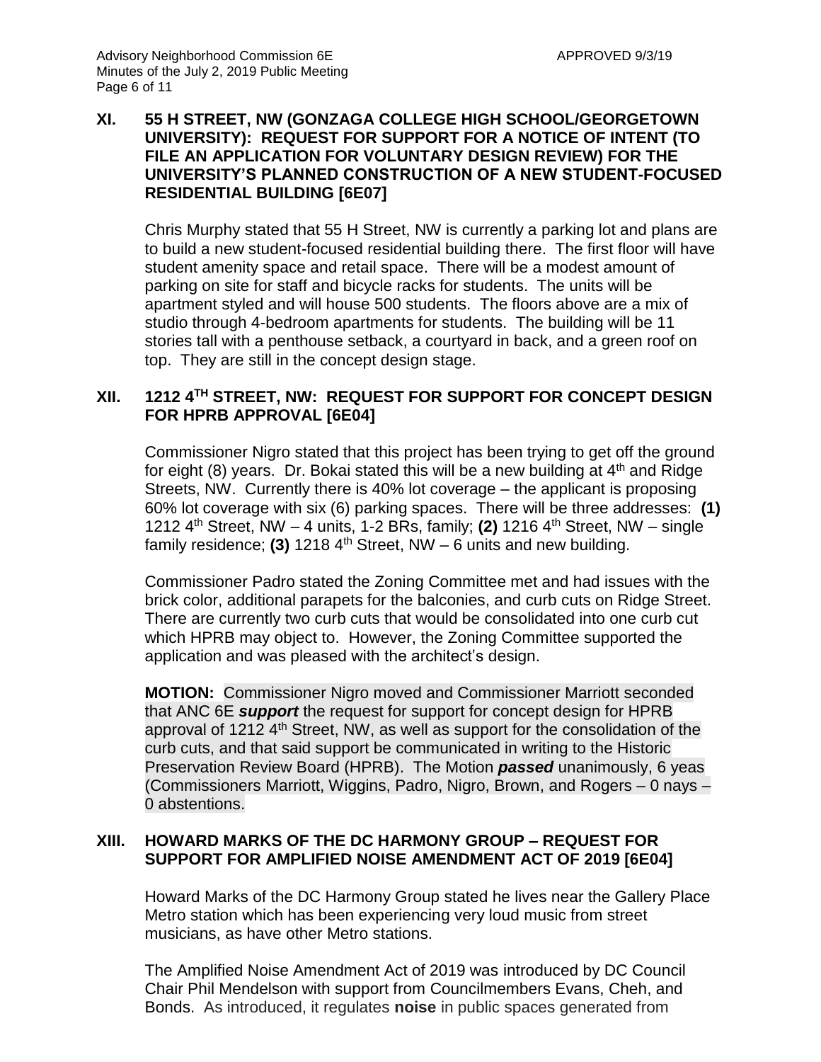## XI. 55 H STREET, NW (GONZAGA COLLEGE HIGH SCHOOL/GEORGETOWN UNIVERSITY): REQUEST FOR SUPPORT FOR A NOTICE OF INTENT (TO FILE AN APPLICATION FOR VOLUNTARY DESIGN REVIEW) FOR THE UNIVERSITY'S PLANNED CONSTRUCTION OF A NEW STUDENT-FOCUSED RESIDENTIAL BUILDING [6E07]

Chris Murphy stated that 55 H Street, NW is currently a parking lot and plans are to build a new student-focused residential building there. The first floor will have student amenity space and retail space. There will be a modest amount of parking on site for staff and bicycle racks for students. The units will be apartment styled and will house 500 students. The floors above are a mix of studio through 4-bedroom apartments for students. The building will be 11 stories tall with a penthouse setback, a courtyard in back, and a green roof on top. They are still in the concept design stage.

## XII. 1212 4TH STREET, NW: REQUEST FOR SUPPORT FOR CONCEPT DESIGN FOR HPRB APPROVAL [6E04]

Commissioner Nigro stated that this project has been trying to get off the ground for eight (8) years. Dr. Bokai stated this will be a new building at 4th and Ridge Streets, NW. Currently there is 40% lot coverage – the applicant is proposing 60% lot coverage with six (6) parking spaces. There will be three addresses: **(1)** 1212 4th Street, NW – 4 units, 1-2 BRs, family; **(2)** 1216 4th Street, NW – single family residence; **(3)** 1218 4th Street, NW – 6 units and new building.

Commissioner Padro stated the Zoning Committee met and had issues with the brick color, additional parapets for the balconies, and curb cuts on Ridge Street. There are currently two curb cuts that would be consolidated into one curb cut which HPRB may object to. However, the Zoning Committee supported the application and was pleased with the architect's design.

**MOTION:** Commissioner Nigro moved and Commissioner Marriott seconded that ANC 6E ***support*** the request for support for concept design for HPRB approval of 1212 4th Street, NW, as well as support for the consolidation of the curb cuts, and that said support be communicated in writing to the Historic Preservation Review Board (HPRB). The Motion ***passed*** unanimously, 6 yeas (Commissioners Marriott, Wiggins, Padro, Nigro, Brown, and Rogers – 0 nays – 0 abstentions.

## XIII. HOWARD MARKS OF THE DC HARMONY GROUP – REQUEST FOR SUPPORT FOR AMPLIFIED NOISE AMENDMENT ACT OF 2019 [6E04]

Howard Marks of the DC Harmony Group stated he lives near the Gallery Place Metro station which has been experiencing very loud music from street musicians, as have other Metro stations.

The Amplified Noise Amendment Act of 2019 was introduced by DC Council Chair Phil Mendelson with support from Councilmembers Evans, Cheh, and Bonds. As introduced, it regulates **noise** in public spaces generated from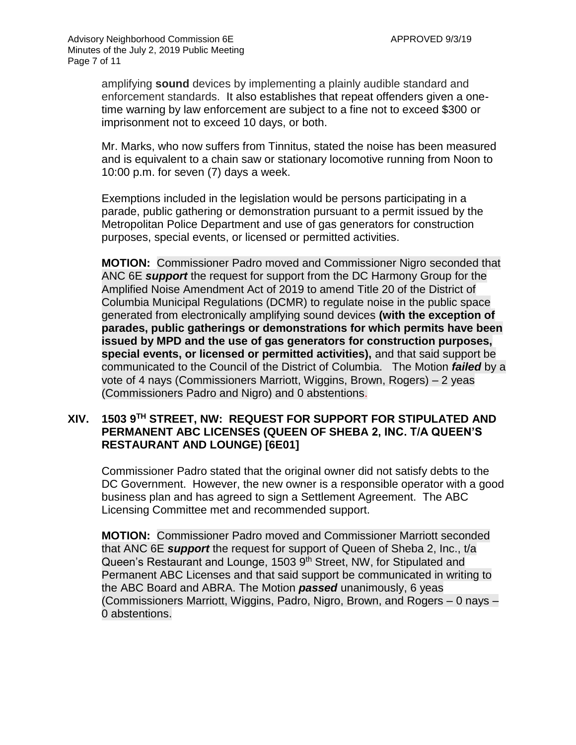amplifying **sound** devices by implementing a plainly audible standard and enforcement standards. It also establishes that repeat offenders given a one-time warning by law enforcement are subject to a fine not to exceed $300 or imprisonment not to exceed 10 days, or both.

Mr. Marks, who now suffers from Tinnitus, stated the noise has been measured and is equivalent to a chain saw or stationary locomotive running from Noon to 10:00 p.m. for seven (7) days a week.

Exemptions included in the legislation would be persons participating in a parade, public gathering or demonstration pursuant to a permit issued by the Metropolitan Police Department and use of gas generators for construction purposes, special events, or licensed or permitted activities.

**MOTION:** Commissioner Padro moved and Commissioner Nigro seconded that ANC 6E ***support*** the request for support from the DC Harmony Group for the Amplified Noise Amendment Act of 2019 to amend Title 20 of the District of Columbia Municipal Regulations (DCMR) to regulate noise in the public space generated from electronically amplifying sound devices **(with the exception of parades, public gatherings or demonstrations for which permits have been issued by MPD and the use of gas generators for construction purposes, special events, or licensed or permitted activities),** and that said support be communicated to the Council of the District of Columbia. The Motion ***failed*** by a vote of 4 nays (Commissioners Marriott, Wiggins, Brown, Rogers) – 2 yeas (Commissioners Padro and Nigro) and 0 abstentions.

## XIV. 1503 9TH STREET, NW: REQUEST FOR SUPPORT FOR STIPULATED AND PERMANENT ABC LICENSES (QUEEN OF SHEBA 2, INC. T/A QUEEN'S RESTAURANT AND LOUNGE) [6E01]

Commissioner Padro stated that the original owner did not satisfy debts to the DC Government. However, the new owner is a responsible operator with a good business plan and has agreed to sign a Settlement Agreement. The ABC Licensing Committee met and recommended support.

**MOTION:** Commissioner Padro moved and Commissioner Marriott seconded that ANC 6E ***support*** the request for support of Queen of Sheba 2, Inc., t/a Queen's Restaurant and Lounge, 1503 9th Street, NW, for Stipulated and Permanent ABC Licenses and that said support be communicated in writing to the ABC Board and ABRA. The Motion ***passed*** unanimously, 6 yeas (Commissioners Marriott, Wiggins, Padro, Nigro, Brown, and Rogers – 0 nays – 0 abstentions.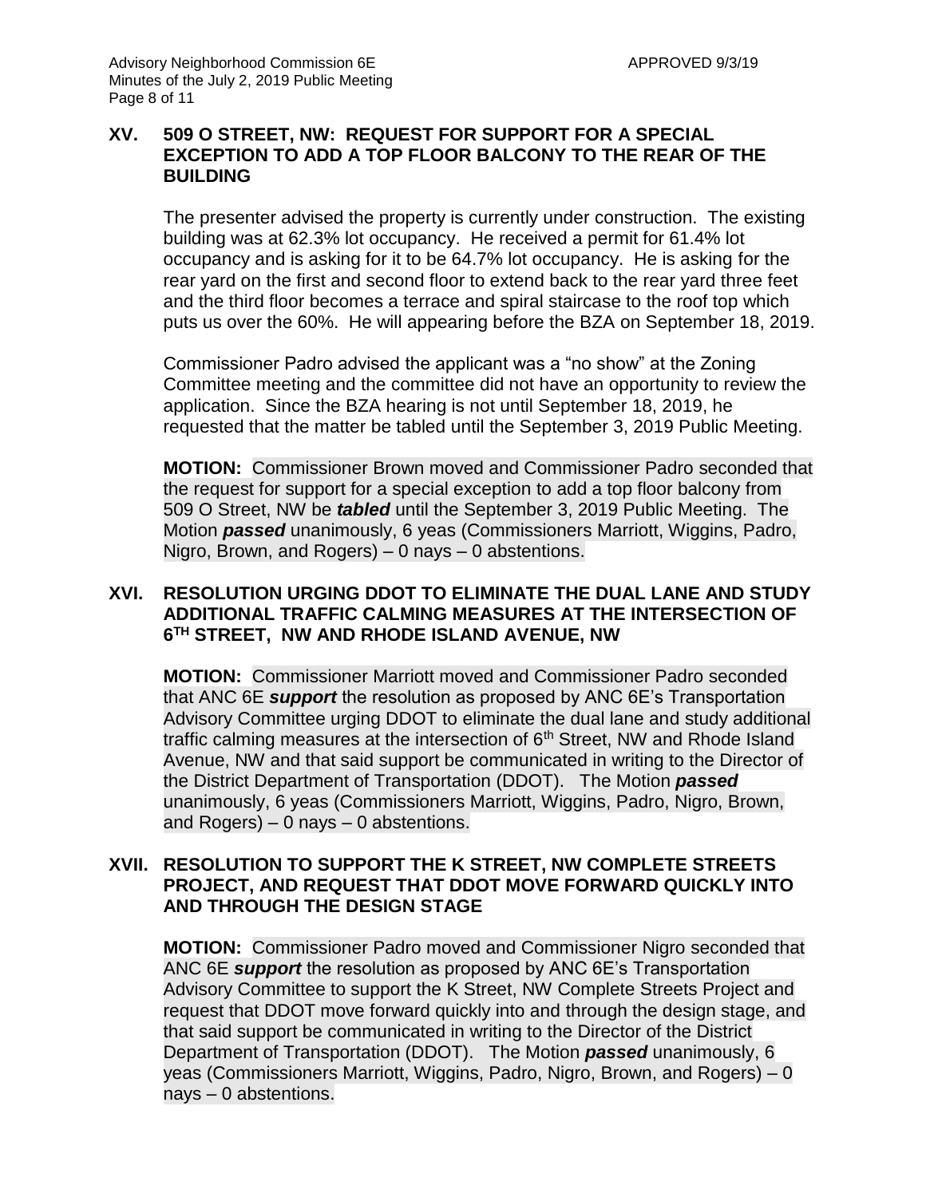## XV. 509 O STREET, NW: REQUEST FOR SUPPORT FOR A SPECIAL EXCEPTION TO ADD A TOP FLOOR BALCONY TO THE REAR OF THE BUILDING

The presenter advised the property is currently under construction. The existing building was at 62.3% lot occupancy. He received a permit for 61.4% lot occupancy and is asking for it to be 64.7% lot occupancy. He is asking for the rear yard on the first and second floor to extend back to the rear yard three feet and the third floor becomes a terrace and spiral staircase to the roof top which puts us over the 60%. He will appearing before the BZA on September 18, 2019.

Commissioner Padro advised the applicant was a "no show" at the Zoning Committee meeting and the committee did not have an opportunity to review the application. Since the BZA hearing is not until September 18, 2019, he requested that the matter be tabled until the September 3, 2019 Public Meeting.

**MOTION:** Commissioner Brown moved and Commissioner Padro seconded that the request for support for a special exception to add a top floor balcony from 509 O Street, NW be ***tabled*** until the September 3, 2019 Public Meeting. The Motion ***passed*** unanimously, 6 yeas (Commissioners Marriott, Wiggins, Padro, Nigro, Brown, and Rogers) – 0 nays – 0 abstentions.

## XVI. RESOLUTION URGING DDOT TO ELIMINATE THE DUAL LANE AND STUDY ADDITIONAL TRAFFIC CALMING MEASURES AT THE INTERSECTION OF 6TH STREET, NW AND RHODE ISLAND AVENUE, NW

**MOTION:** Commissioner Marriott moved and Commissioner Padro seconded that ANC 6E ***support*** the resolution as proposed by ANC 6E's Transportation Advisory Committee urging DDOT to eliminate the dual lane and study additional traffic calming measures at the intersection of 6th Street, NW and Rhode Island Avenue, NW and that said support be communicated in writing to the Director of the District Department of Transportation (DDOT). The Motion ***passed*** unanimously, 6 yeas (Commissioners Marriott, Wiggins, Padro, Nigro, Brown, and Rogers) – 0 nays – 0 abstentions.

## XVII. RESOLUTION TO SUPPORT THE K STREET, NW COMPLETE STREETS PROJECT, AND REQUEST THAT DDOT MOVE FORWARD QUICKLY INTO AND THROUGH THE DESIGN STAGE

**MOTION:** Commissioner Padro moved and Commissioner Nigro seconded that ANC 6E ***support*** the resolution as proposed by ANC 6E's Transportation Advisory Committee to support the K Street, NW Complete Streets Project and request that DDOT move forward quickly into and through the design stage, and that said support be communicated in writing to the Director of the District Department of Transportation (DDOT). The Motion ***passed*** unanimously, 6 yeas (Commissioners Marriott, Wiggins, Padro, Nigro, Brown, and Rogers) – 0 nays – 0 abstentions.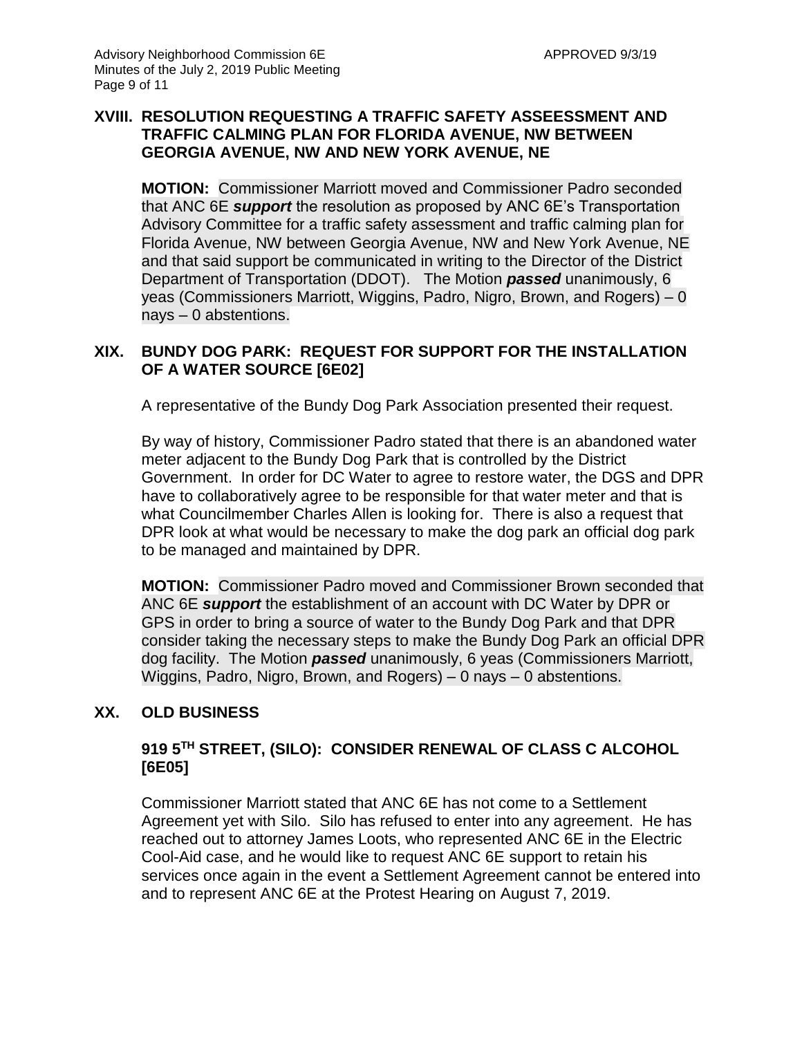## XVIII. RESOLUTION REQUESTING A TRAFFIC SAFETY ASSEESSMENT AND TRAFFIC CALMING PLAN FOR FLORIDA AVENUE, NW BETWEEN GEORGIA AVENUE, NW AND NEW YORK AVENUE, NE

**MOTION:** Commissioner Marriott moved and Commissioner Padro seconded that ANC 6E ***support*** the resolution as proposed by ANC 6E's Transportation Advisory Committee for a traffic safety assessment and traffic calming plan for Florida Avenue, NW between Georgia Avenue, NW and New York Avenue, NE and that said support be communicated in writing to the Director of the District Department of Transportation (DDOT). The Motion ***passed*** unanimously, 6 yeas (Commissioners Marriott, Wiggins, Padro, Nigro, Brown, and Rogers) – 0 nays – 0 abstentions.

## XIX. BUNDY DOG PARK: REQUEST FOR SUPPORT FOR THE INSTALLATION OF A WATER SOURCE [6E02]

A representative of the Bundy Dog Park Association presented their request.

By way of history, Commissioner Padro stated that there is an abandoned water meter adjacent to the Bundy Dog Park that is controlled by the District Government. In order for DC Water to agree to restore water, the DGS and DPR have to collaboratively agree to be responsible for that water meter and that is what Councilmember Charles Allen is looking for. There is also a request that DPR look at what would be necessary to make the dog park an official dog park to be managed and maintained by DPR.

**MOTION:** Commissioner Padro moved and Commissioner Brown seconded that ANC 6E ***support*** the establishment of an account with DC Water by DPR or GPS in order to bring a source of water to the Bundy Dog Park and that DPR consider taking the necessary steps to make the Bundy Dog Park an official DPR dog facility. The Motion ***passed*** unanimously, 6 yeas (Commissioners Marriott, Wiggins, Padro, Nigro, Brown, and Rogers) – 0 nays – 0 abstentions.

## XX. OLD BUSINESS

### 919 5TH STREET, (SILO): CONSIDER RENEWAL OF CLASS C ALCOHOL [6E05]

Commissioner Marriott stated that ANC 6E has not come to a Settlement Agreement yet with Silo. Silo has refused to enter into any agreement. He has reached out to attorney James Loots, who represented ANC 6E in the Electric Cool-Aid case, and he would like to request ANC 6E support to retain his services once again in the event a Settlement Agreement cannot be entered into and to represent ANC 6E at the Protest Hearing on August 7, 2019.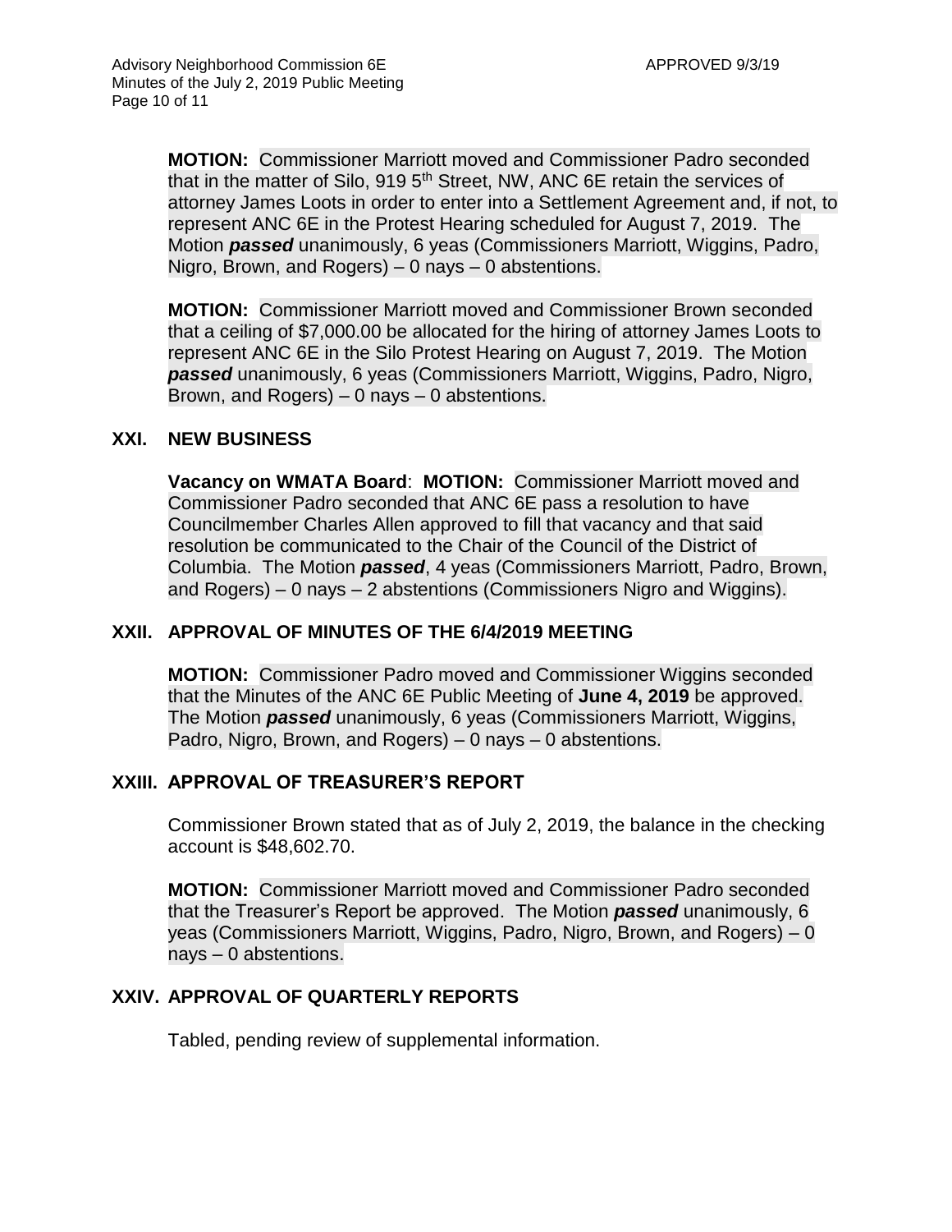**MOTION:** Commissioner Marriott moved and Commissioner Padro seconded that in the matter of Silo, 919 5th Street, NW, ANC 6E retain the services of attorney James Loots in order to enter into a Settlement Agreement and, if not, to represent ANC 6E in the Protest Hearing scheduled for August 7, 2019. The Motion ***passed*** unanimously, 6 yeas (Commissioners Marriott, Wiggins, Padro, Nigro, Brown, and Rogers) – 0 nays – 0 abstentions.

**MOTION:** Commissioner Marriott moved and Commissioner Brown seconded that a ceiling of $7,000.00 be allocated for the hiring of attorney James Loots to represent ANC 6E in the Silo Protest Hearing on August 7, 2019. The Motion ***passed*** unanimously, 6 yeas (Commissioners Marriott, Wiggins, Padro, Nigro, Brown, and Rogers) – 0 nays – 0 abstentions.

## XXI. NEW BUSINESS

**Vacancy on WMATA Board**: **MOTION:** Commissioner Marriott moved and Commissioner Padro seconded that ANC 6E pass a resolution to have Councilmember Charles Allen approved to fill that vacancy and that said resolution be communicated to the Chair of the Council of the District of Columbia. The Motion ***passed***, 4 yeas (Commissioners Marriott, Padro, Brown, and Rogers) – 0 nays – 2 abstentions (Commissioners Nigro and Wiggins).

## XXII. APPROVAL OF MINUTES OF THE 6/4/2019 MEETING

**MOTION:** Commissioner Padro moved and Commissioner Wiggins seconded that the Minutes of the ANC 6E Public Meeting of **June 4, 2019** be approved. The Motion ***passed*** unanimously, 6 yeas (Commissioners Marriott, Wiggins, Padro, Nigro, Brown, and Rogers) – 0 nays – 0 abstentions.

## XXIII. APPROVAL OF TREASURER'S REPORT

Commissioner Brown stated that as of July 2, 2019, the balance in the checking account is $48,602.70.

**MOTION:** Commissioner Marriott moved and Commissioner Padro seconded that the Treasurer's Report be approved. The Motion ***passed*** unanimously, 6 yeas (Commissioners Marriott, Wiggins, Padro, Nigro, Brown, and Rogers) – 0 nays – 0 abstentions.

## XXIV. APPROVAL OF QUARTERLY REPORTS

Tabled, pending review of supplemental information.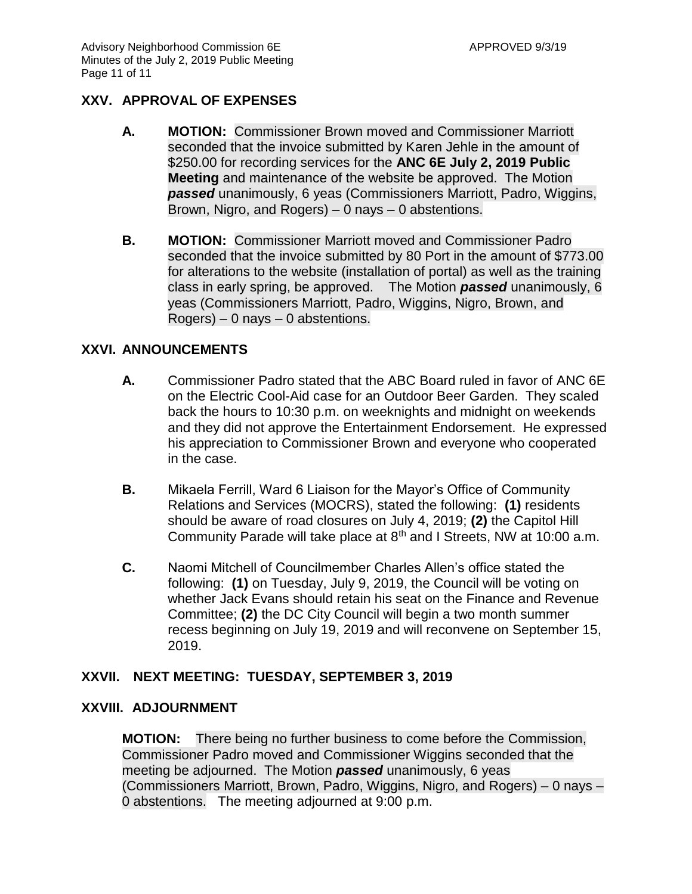## XXV. APPROVAL OF EXPENSES

**A.** **MOTION:** Commissioner Brown moved and Commissioner Marriott seconded that the invoice submitted by Karen Jehle in the amount of $250.00 for recording services for the **ANC 6E July 2, 2019 Public Meeting** and maintenance of the website be approved. The Motion ***passed*** unanimously, 6 yeas (Commissioners Marriott, Padro, Wiggins, Brown, Nigro, and Rogers) – 0 nays – 0 abstentions.

**B.** **MOTION:** Commissioner Marriott moved and Commissioner Padro seconded that the invoice submitted by 80 Port in the amount of $773.00 for alterations to the website (installation of portal) as well as the training class in early spring, be approved. The Motion ***passed*** unanimously, 6 yeas (Commissioners Marriott, Padro, Wiggins, Nigro, Brown, and Rogers) – 0 nays – 0 abstentions.

## XXVI. ANNOUNCEMENTS

**A.** Commissioner Padro stated that the ABC Board ruled in favor of ANC 6E on the Electric Cool-Aid case for an Outdoor Beer Garden. They scaled back the hours to 10:30 p.m. on weeknights and midnight on weekends and they did not approve the Entertainment Endorsement. He expressed his appreciation to Commissioner Brown and everyone who cooperated in the case.

**B.** Mikaela Ferrill, Ward 6 Liaison for the Mayor's Office of Community Relations and Services (MOCRS), stated the following: **(1)** residents should be aware of road closures on July 4, 2019; **(2)** the Capitol Hill Community Parade will take place at 8th and I Streets, NW at 10:00 a.m.

**C.** Naomi Mitchell of Councilmember Charles Allen's office stated the following: **(1)** on Tuesday, July 9, 2019, the Council will be voting on whether Jack Evans should retain his seat on the Finance and Revenue Committee; **(2)** the DC City Council will begin a two month summer recess beginning on July 19, 2019 and will reconvene on September 15, 2019.

## XXVII. NEXT MEETING: TUESDAY, SEPTEMBER 3, 2019

## XXVIII. ADJOURNMENT

**MOTION:** There being no further business to come before the Commission, Commissioner Padro moved and Commissioner Wiggins seconded that the meeting be adjourned. The Motion ***passed*** unanimously, 6 yeas (Commissioners Marriott, Brown, Padro, Wiggins, Nigro, and Rogers) – 0 nays – 0 abstentions. The meeting adjourned at 9:00 p.m.